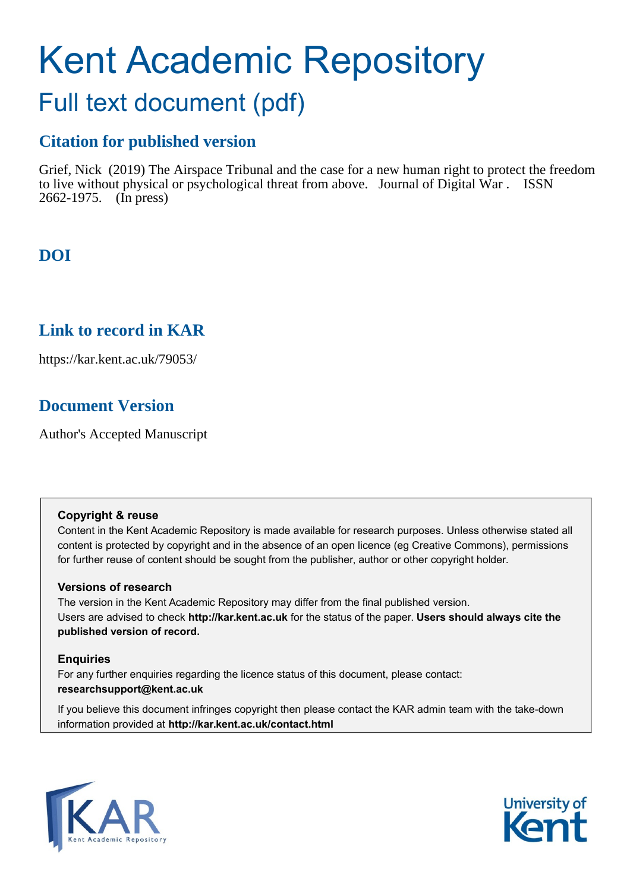# Kent Academic Repository

## Full text document (pdf)

### Citation for published version

Grief, Nick (2019) The Airspace Tribunal and the case for a new human right to protect the freedom to live without physical or psychological threat from above. Journal of Digital War . ISSN 2662-1975. (In press)

### DOI

### Link to record in KAR

https://kar.kent.ac.uk/79053/

### Document Version

Author's Accepted Manuscript

**Copyright & reuse**

Content in the Kent Academic Repository is made available for research purposes. Unless otherwise stated all content is protected by copyright and in the absence of an open licence (eg Creative Commons), permissions for further reuse of content should be sought from the publisher, author or other copyright holder.

**Versions of research**

The version in the Kent Academic Repository may differ from the final published version. Users are advised to check **http://kar.kent.ac.uk** for the status of the paper. **Users should always cite the published version of record.**

**Enquiries**

For any further enquiries regarding the licence status of this document, please contact: **researchsupport@kent.ac.uk**

If you believe this document infringes copyright then please contact the KAR admin team with the take-down information provided at **http://kar.kent.ac.uk/contact.html**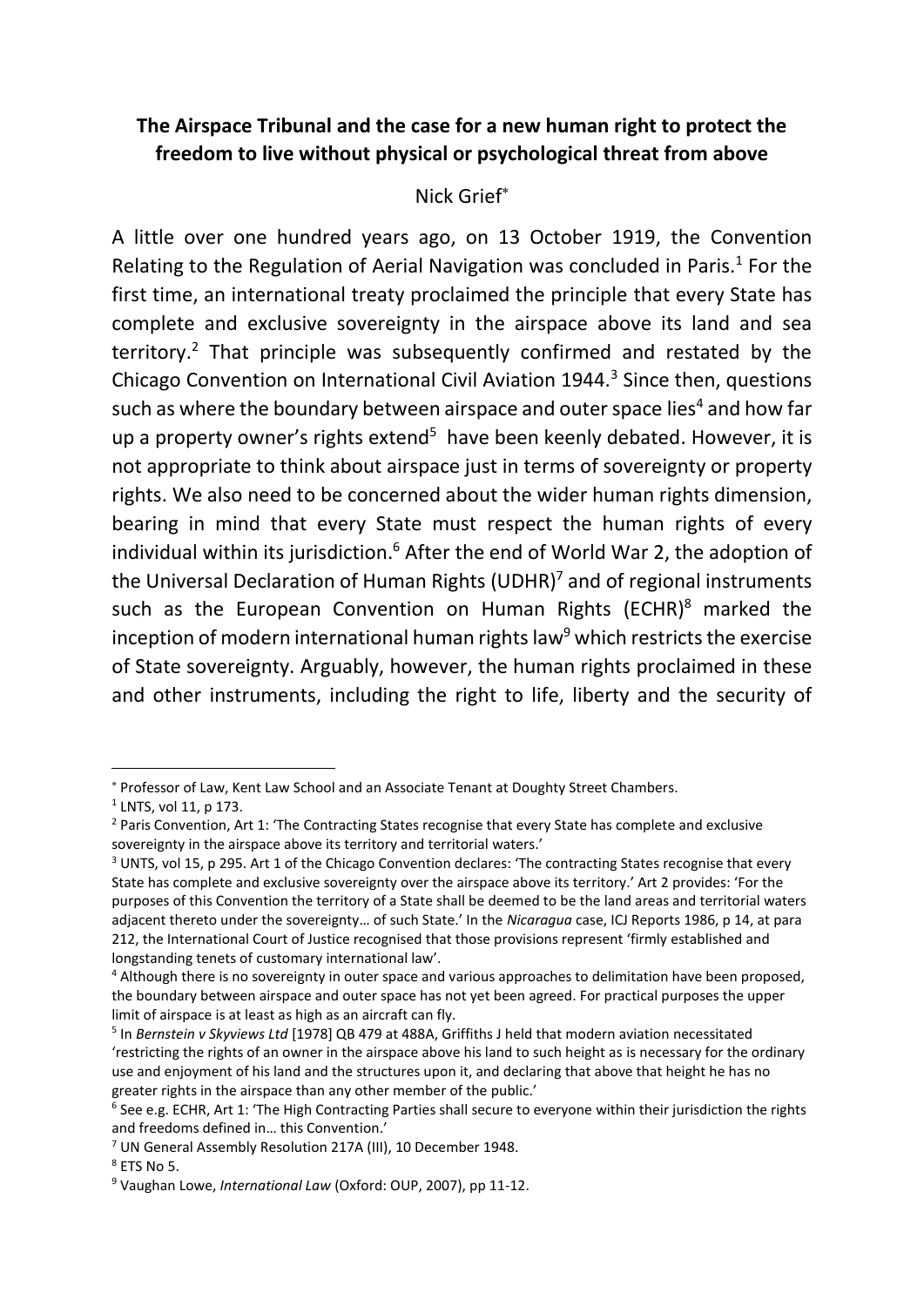**The Airspace Tribunal and the case for a new human right to protect the freedom to live without physical or psychological threat from above**

Nick Grief*

A little over one hundred years ago, on 13 October 1919, the Convention Relating to the Regulation of Aerial Navigation was concluded in Paris.[1] For the first time, an international treaty proclaimed the principle that every State has complete and exclusive sovereignty in the airspace above its land and sea territory.[2] That principle was subsequently confirmed and restated by the Chicago Convention on International Civil Aviation 1944.[3] Since then, questions such as where the boundary between airspace and outer space lies[4] and how far up a property owner's rights extend[5] have been keenly debated. However, it is not appropriate to think about airspace just in terms of sovereignty or property rights. We also need to be concerned about the wider human rights dimension, bearing in mind that every State must respect the human rights of every individual within its jurisdiction.[6] After the end of World War 2, the adoption of the Universal Declaration of Human Rights (UDHR)[7] and of regional instruments such as the European Convention on Human Rights (ECHR)[8] marked the inception of modern international human rights law[9] which restricts the exercise of State sovereignty. Arguably, however, the human rights proclaimed in these and other instruments, including the right to life, liberty and the security of

---

* Professor of Law, Kent Law School and an Associate Tenant at Doughty Street Chambers.

[1] LNTS, vol 11, p 173.

[2] Paris Convention, Art 1: 'The Contracting States recognise that every State has complete and exclusive sovereignty in the airspace above its territory and territorial waters.'

[3] UNTS, vol 15, p 295. Art 1 of the Chicago Convention declares: 'The contracting States recognise that every State has complete and exclusive sovereignty over the airspace above its territory.' Art 2 provides: 'For the purposes of this Convention the territory of a State shall be deemed to be the land areas and territorial waters adjacent thereto under the sovereignty… of such State.' In the *Nicaragua* case, ICJ Reports 1986, p 14, at para 212, the International Court of Justice recognised that those provisions represent 'firmly established and longstanding tenets of customary international law'.

[4] Although there is no sovereignty in outer space and various approaches to delimitation have been proposed, the boundary between airspace and outer space has not yet been agreed. For practical purposes the upper limit of airspace is at least as high as an aircraft can fly.

[5] In *Bernstein v Skyviews Ltd* [1978] QB 479 at 488A, Griffiths J held that modern aviation necessitated 'restricting the rights of an owner in the airspace above his land to such height as is necessary for the ordinary use and enjoyment of his land and the structures upon it, and declaring that above that height he has no greater rights in the airspace than any other member of the public.'

[6] See e.g. ECHR, Art 1: 'The High Contracting Parties shall secure to everyone within their jurisdiction the rights and freedoms defined in… this Convention.'

[7] UN General Assembly Resolution 217A (III), 10 December 1948.

[8] ETS No 5.

[9] Vaughan Lowe, *International Law* (Oxford: OUP, 2007), pp 11-12.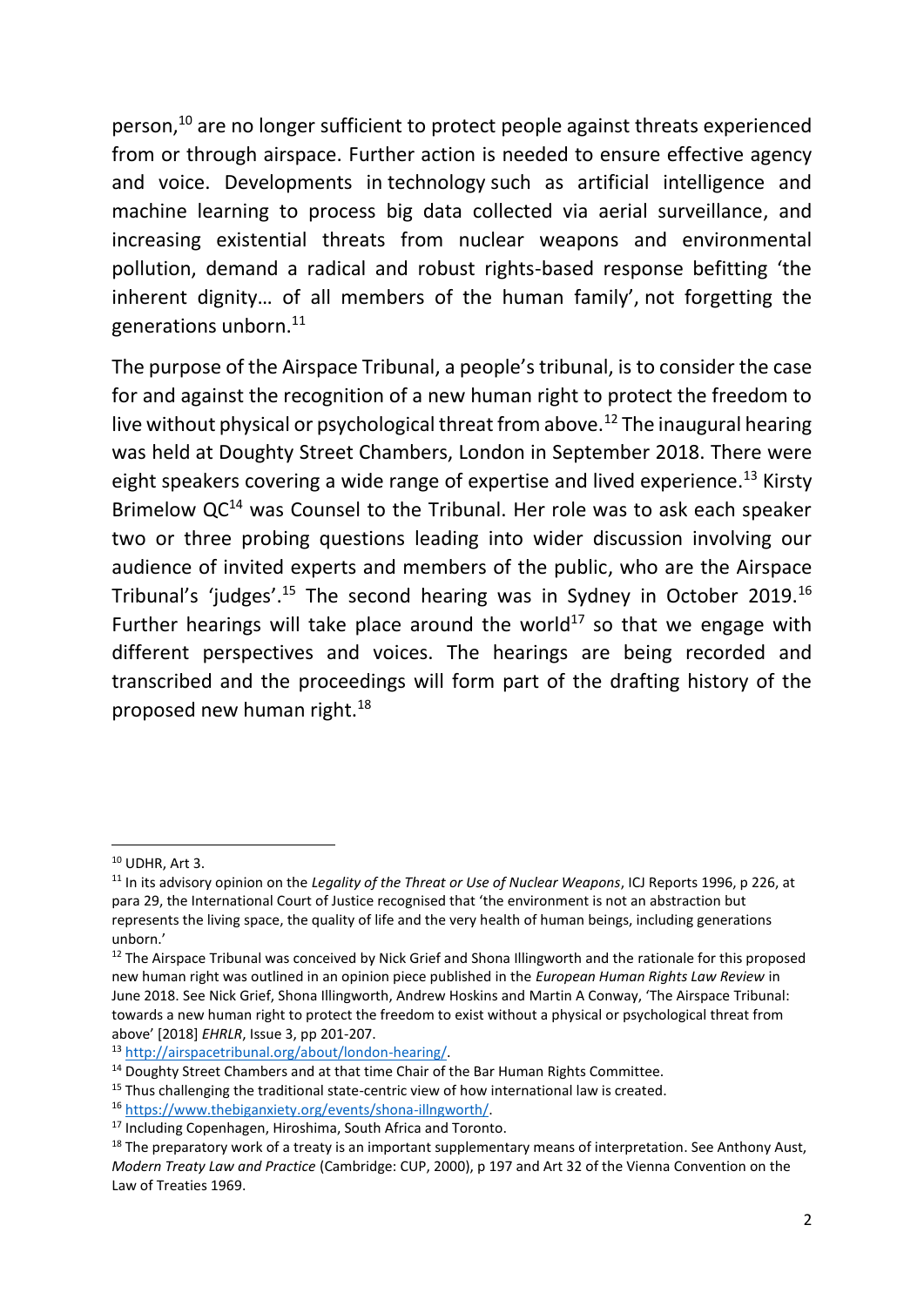person,[10] are no longer sufficient to protect people against threats experienced from or through airspace. Further action is needed to ensure effective agency and voice. Developments in technology such as artificial intelligence and machine learning to process big data collected via aerial surveillance, and increasing existential threats from nuclear weapons and environmental pollution, demand a radical and robust rights-based response befitting 'the inherent dignity… of all members of the human family', not forgetting the generations unborn.[11]

The purpose of the Airspace Tribunal, a people's tribunal, is to consider the case for and against the recognition of a new human right to protect the freedom to live without physical or psychological threat from above.[12] The inaugural hearing was held at Doughty Street Chambers, London in September 2018. There were eight speakers covering a wide range of expertise and lived experience.[13] Kirsty Brimelow QC[14] was Counsel to the Tribunal. Her role was to ask each speaker two or three probing questions leading into wider discussion involving our audience of invited experts and members of the public, who are the Airspace Tribunal's 'judges'.[15] The second hearing was in Sydney in October 2019.[16] Further hearings will take place around the world[17] so that we engage with different perspectives and voices. The hearings are being recorded and transcribed and the proceedings will form part of the drafting history of the proposed new human right.[18]

---

[10] UDHR, Art 3.

[11] In its advisory opinion on the *Legality of the Threat or Use of Nuclear Weapons*, ICJ Reports 1996, p 226, at para 29, the International Court of Justice recognised that 'the environment is not an abstraction but represents the living space, the quality of life and the very health of human beings, including generations unborn.'

[12] The Airspace Tribunal was conceived by Nick Grief and Shona Illingworth and the rationale for this proposed new human right was outlined in an opinion piece published in the *European Human Rights Law Review* in June 2018. See Nick Grief, Shona Illingworth, Andrew Hoskins and Martin A Conway, 'The Airspace Tribunal: towards a new human right to protect the freedom to exist without a physical or psychological threat from above' [2018] *EHRLR*, Issue 3, pp 201-207.

[13] http://airspacetribunal.org/about/london-hearing/.

[14] Doughty Street Chambers and at that time Chair of the Bar Human Rights Committee.

[15] Thus challenging the traditional state-centric view of how international law is created.

[16] https://www.thebiganxiety.org/events/shona-illngworth/.

[17] Including Copenhagen, Hiroshima, South Africa and Toronto.

[18] The preparatory work of a treaty is an important supplementary means of interpretation. See Anthony Aust, *Modern Treaty Law and Practice* (Cambridge: CUP, 2000), p 197 and Art 32 of the Vienna Convention on the Law of Treaties 1969.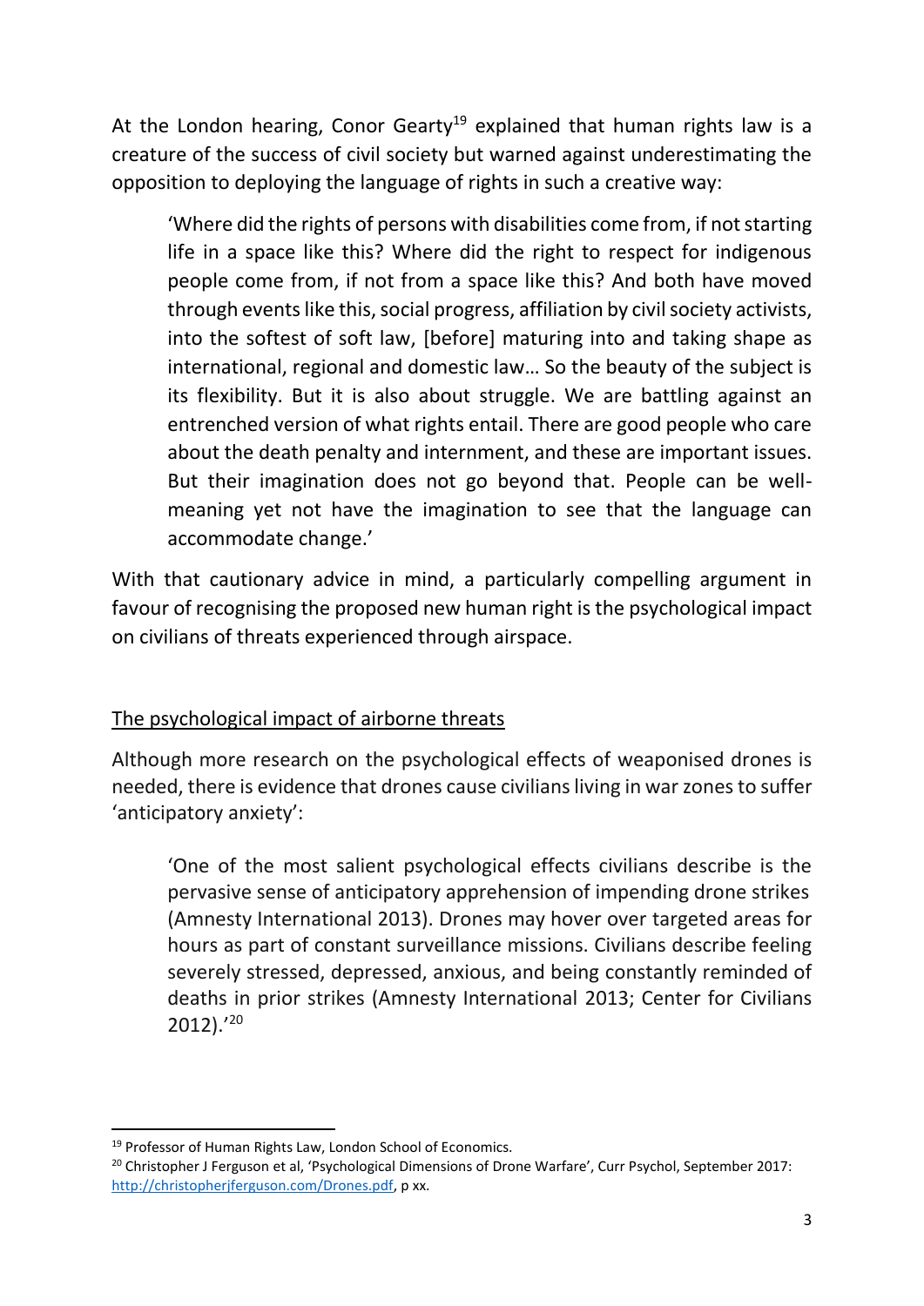At the London hearing, Conor Gearty[19] explained that human rights law is a creature of the success of civil society but warned against underestimating the opposition to deploying the language of rights in such a creative way:

> 'Where did the rights of persons with disabilities come from, if not starting life in a space like this? Where did the right to respect for indigenous people come from, if not from a space like this? And both have moved through events like this, social progress, affiliation by civil society activists, into the softest of soft law, [before] maturing into and taking shape as international, regional and domestic law… So the beauty of the subject is its flexibility. But it is also about struggle. We are battling against an entrenched version of what rights entail. There are good people who care about the death penalty and internment, and these are important issues. But their imagination does not go beyond that. People can be well-meaning yet not have the imagination to see that the language can accommodate change.'

With that cautionary advice in mind, a particularly compelling argument in favour of recognising the proposed new human right is the psychological impact on civilians of threats experienced through airspace.

<u>The psychological impact of airborne threats</u>

Although more research on the psychological effects of weaponised drones is needed, there is evidence that drones cause civilians living in war zones to suffer 'anticipatory anxiety':

> 'One of the most salient psychological effects civilians describe is the pervasive sense of anticipatory apprehension of impending drone strikes (Amnesty International 2013). Drones may hover over targeted areas for hours as part of constant surveillance missions. Civilians describe feeling severely stressed, depressed, anxious, and being constantly reminded of deaths in prior strikes (Amnesty International 2013; Center for Civilians 2012).'[20]

---

[19] Professor of Human Rights Law, London School of Economics.

[20] Christopher J Ferguson et al, 'Psychological Dimensions of Drone Warfare', Curr Psychol, September 2017: [http://christopherjferguson.com/Drones.pdf](http://christopherjferguson.com/Drones.pdf), p xx.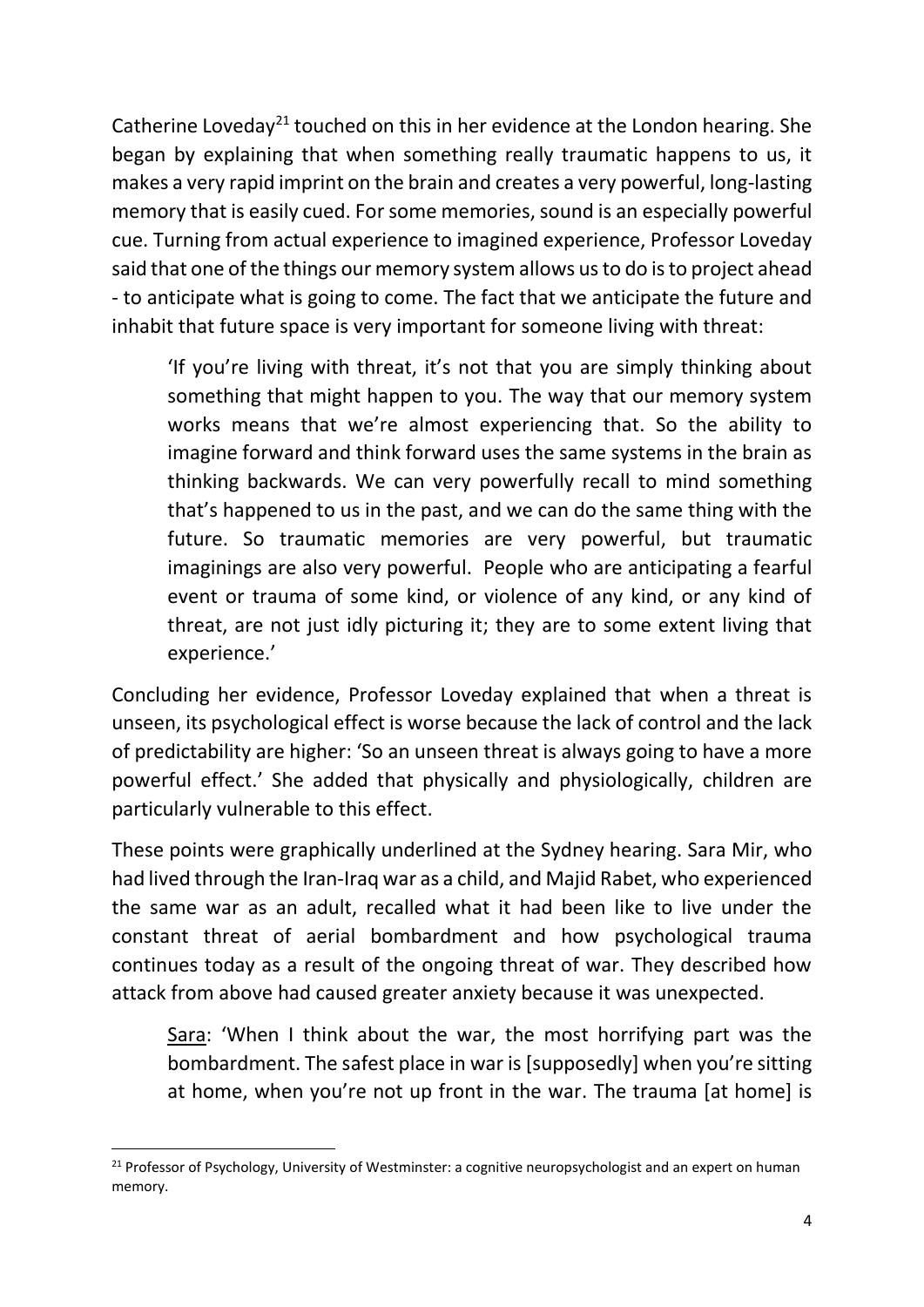Catherine Loveday[21] touched on this in her evidence at the London hearing. She began by explaining that when something really traumatic happens to us, it makes a very rapid imprint on the brain and creates a very powerful, long-lasting memory that is easily cued. For some memories, sound is an especially powerful cue. Turning from actual experience to imagined experience, Professor Loveday said that one of the things our memory system allows us to do is to project ahead - to anticipate what is going to come. The fact that we anticipate the future and inhabit that future space is very important for someone living with threat:

> 'If you're living with threat, it's not that you are simply thinking about something that might happen to you. The way that our memory system works means that we're almost experiencing that. So the ability to imagine forward and think forward uses the same systems in the brain as thinking backwards. We can very powerfully recall to mind something that's happened to us in the past, and we can do the same thing with the future. So traumatic memories are very powerful, but traumatic imaginings are also very powerful. People who are anticipating a fearful event or trauma of some kind, or violence of any kind, or any kind of threat, are not just idly picturing it; they are to some extent living that experience.'

Concluding her evidence, Professor Loveday explained that when a threat is unseen, its psychological effect is worse because the lack of control and the lack of predictability are higher: 'So an unseen threat is always going to have a more powerful effect.' She added that physically and physiologically, children are particularly vulnerable to this effect.

These points were graphically underlined at the Sydney hearing. Sara Mir, who had lived through the Iran-Iraq war as a child, and Majid Rabet, who experienced the same war as an adult, recalled what it had been like to live under the constant threat of aerial bombardment and how psychological trauma continues today as a result of the ongoing threat of war. They described how attack from above had caused greater anxiety because it was unexpected.

> <u>Sara</u>: 'When I think about the war, the most horrifying part was the bombardment. The safest place in war is [supposedly] when you're sitting at home, when you're not up front in the war. The trauma [at home] is

---

[21] Professor of Psychology, University of Westminster: a cognitive neuropsychologist and an expert on human memory.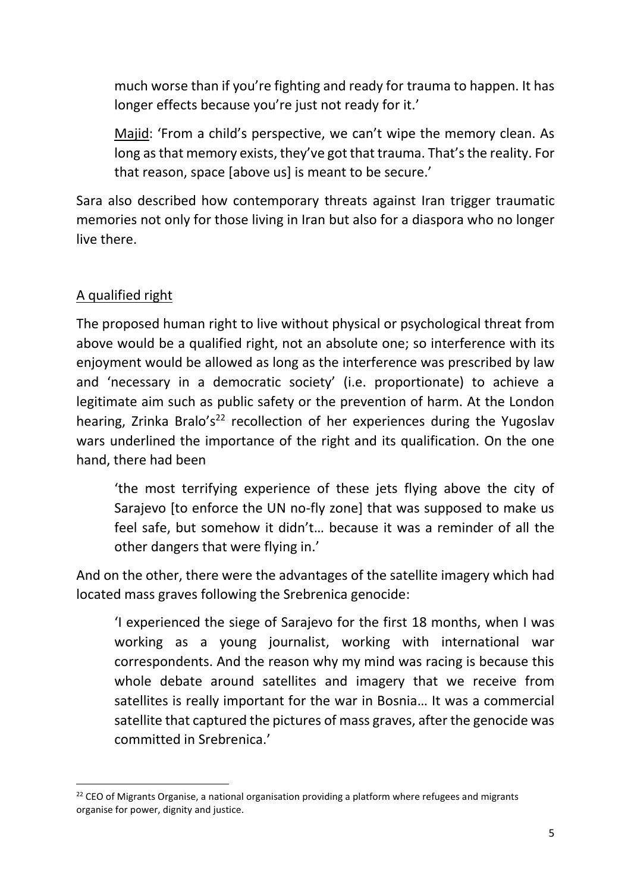much worse than if you're fighting and ready for trauma to happen. It has longer effects because you're just not ready for it.'

> Majid: 'From a child's perspective, we can't wipe the memory clean. As long as that memory exists, they've got that trauma. That's the reality. For that reason, space [above us] is meant to be secure.'

Sara also described how contemporary threats against Iran trigger traumatic memories not only for those living in Iran but also for a diaspora who no longer live there.

## A qualified right

The proposed human right to live without physical or psychological threat from above would be a qualified right, not an absolute one; so interference with its enjoyment would be allowed as long as the interference was prescribed by law and 'necessary in a democratic society' (i.e. proportionate) to achieve a legitimate aim such as public safety or the prevention of harm. At the London hearing, Zrinka Bralo's[22] recollection of her experiences during the Yugoslav wars underlined the importance of the right and its qualification. On the one hand, there had been

> 'the most terrifying experience of these jets flying above the city of Sarajevo [to enforce the UN no-fly zone] that was supposed to make us feel safe, but somehow it didn't… because it was a reminder of all the other dangers that were flying in.'

And on the other, there were the advantages of the satellite imagery which had located mass graves following the Srebrenica genocide:

> 'I experienced the siege of Sarajevo for the first 18 months, when I was working as a young journalist, working with international war correspondents. And the reason why my mind was racing is because this whole debate around satellites and imagery that we receive from satellites is really important for the war in Bosnia… It was a commercial satellite that captured the pictures of mass graves, after the genocide was committed in Srebrenica.'

[22] CEO of Migrants Organise, a national organisation providing a platform where refugees and migrants organise for power, dignity and justice.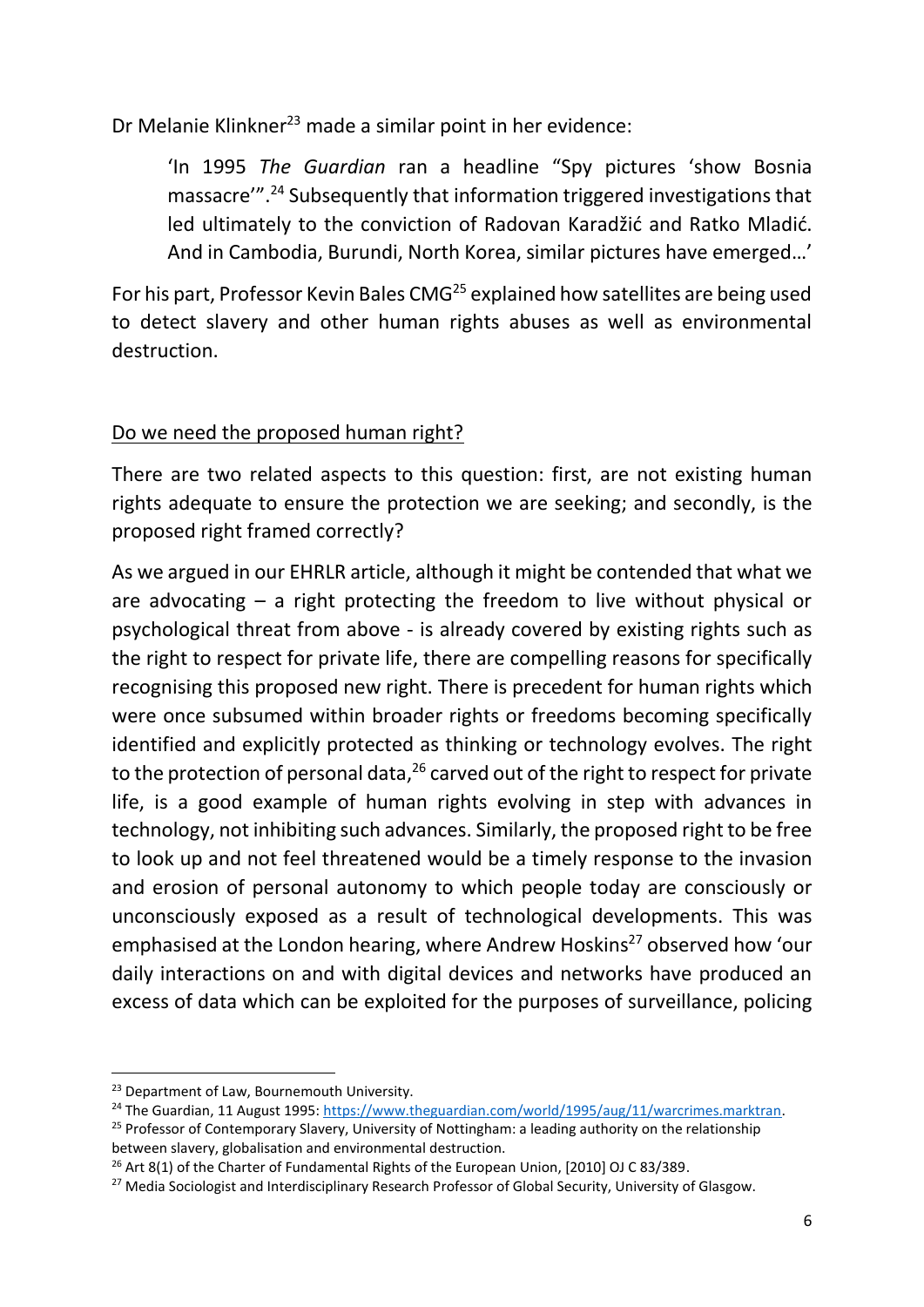Dr Melanie Klinkner[23] made a similar point in her evidence:

> 'In 1995 *The Guardian* ran a headline "Spy pictures 'show Bosnia massacre'".[24] Subsequently that information triggered investigations that led ultimately to the conviction of Radovan Karadžić and Ratko Mladić. And in Cambodia, Burundi, North Korea, similar pictures have emerged…'

For his part, Professor Kevin Bales CMG[25] explained how satellites are being used to detect slavery and other human rights abuses as well as environmental destruction.

## Do we need the proposed human right?

There are two related aspects to this question: first, are not existing human rights adequate to ensure the protection we are seeking; and secondly, is the proposed right framed correctly?

As we argued in our EHRLR article, although it might be contended that what we are advocating – a right protecting the freedom to live without physical or psychological threat from above - is already covered by existing rights such as the right to respect for private life, there are compelling reasons for specifically recognising this proposed new right. There is precedent for human rights which were once subsumed within broader rights or freedoms becoming specifically identified and explicitly protected as thinking or technology evolves. The right to the protection of personal data,[26] carved out of the right to respect for private life, is a good example of human rights evolving in step with advances in technology, not inhibiting such advances. Similarly, the proposed right to be free to look up and not feel threatened would be a timely response to the invasion and erosion of personal autonomy to which people today are consciously or unconsciously exposed as a result of technological developments. This was emphasised at the London hearing, where Andrew Hoskins[27] observed how 'our daily interactions on and with digital devices and networks have produced an excess of data which can be exploited for the purposes of surveillance, policing

---

[23] Department of Law, Bournemouth University.

[24] The Guardian, 11 August 1995: https://www.theguardian.com/world/1995/aug/11/warcrimes.marktran.

[25] Professor of Contemporary Slavery, University of Nottingham: a leading authority on the relationship between slavery, globalisation and environmental destruction.

[26] Art 8(1) of the Charter of Fundamental Rights of the European Union, [2010] OJ C 83/389.

[27] Media Sociologist and Interdisciplinary Research Professor of Global Security, University of Glasgow.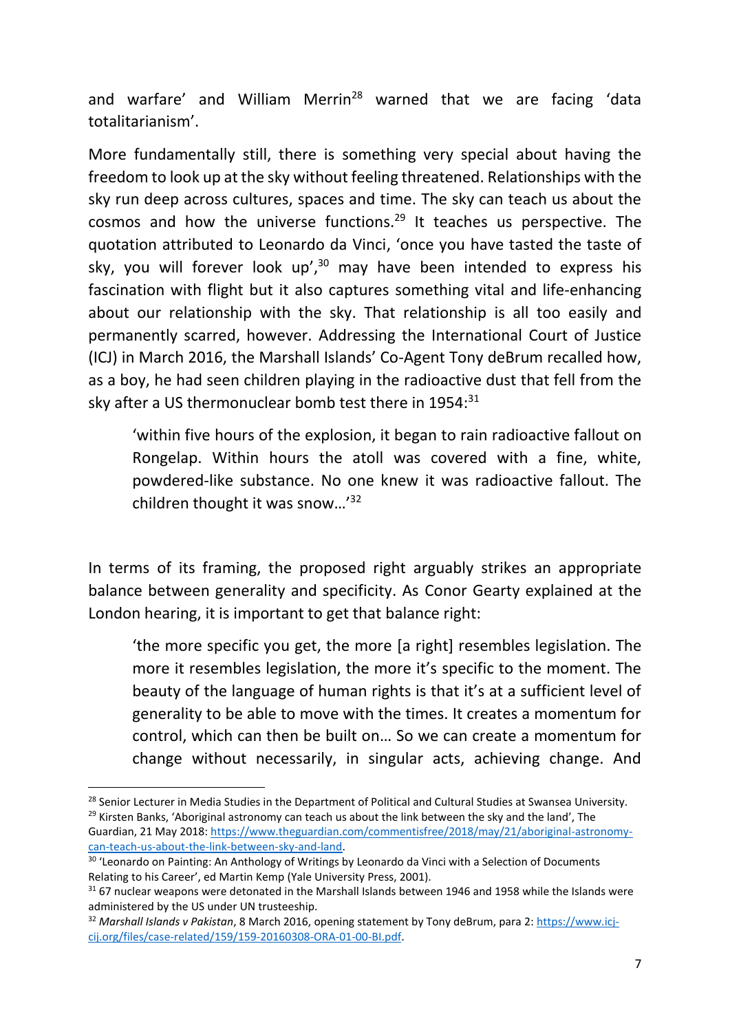and warfare' and William Merrin[28] warned that we are facing 'data totalitarianism'.

More fundamentally still, there is something very special about having the freedom to look up at the sky without feeling threatened. Relationships with the sky run deep across cultures, spaces and time. The sky can teach us about the cosmos and how the universe functions.[29] It teaches us perspective. The quotation attributed to Leonardo da Vinci, 'once you have tasted the taste of sky, you will forever look up',[30] may have been intended to express his fascination with flight but it also captures something vital and life-enhancing about our relationship with the sky. That relationship is all too easily and permanently scarred, however. Addressing the International Court of Justice (ICJ) in March 2016, the Marshall Islands' Co-Agent Tony deBrum recalled how, as a boy, he had seen children playing in the radioactive dust that fell from the sky after a US thermonuclear bomb test there in 1954:[31]

> 'within five hours of the explosion, it began to rain radioactive fallout on Rongelap. Within hours the atoll was covered with a fine, white, powdered-like substance. No one knew it was radioactive fallout. The children thought it was snow…'[32]

In terms of its framing, the proposed right arguably strikes an appropriate balance between generality and specificity. As Conor Gearty explained at the London hearing, it is important to get that balance right:

> 'the more specific you get, the more [a right] resembles legislation. The more it resembles legislation, the more it's specific to the moment. The beauty of the language of human rights is that it's at a sufficient level of generality to be able to move with the times. It creates a momentum for control, which can then be built on… So we can create a momentum for change without necessarily, in singular acts, achieving change. And

---

[28] Senior Lecturer in Media Studies in the Department of Political and Cultural Studies at Swansea University.

[29] Kirsten Banks, 'Aboriginal astronomy can teach us about the link between the sky and the land', The Guardian, 21 May 2018: https://www.theguardian.com/commentisfree/2018/may/21/aboriginal-astronomy-can-teach-us-about-the-link-between-sky-and-land.

[30] 'Leonardo on Painting: An Anthology of Writings by Leonardo da Vinci with a Selection of Documents Relating to his Career', ed Martin Kemp (Yale University Press, 2001).

[31] 67 nuclear weapons were detonated in the Marshall Islands between 1946 and 1958 while the Islands were administered by the US under UN trusteeship.

[32] *Marshall Islands v Pakistan*, 8 March 2016, opening statement by Tony deBrum, para 2: https://www.icj-cij.org/files/case-related/159/159-20160308-ORA-01-00-BI.pdf.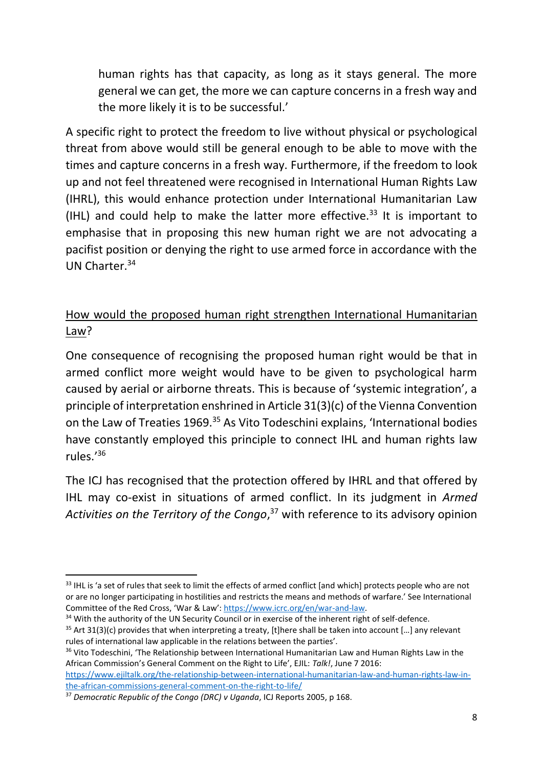human rights has that capacity, as long as it stays general. The more general we can get, the more we can capture concerns in a fresh way and the more likely it is to be successful.'

A specific right to protect the freedom to live without physical or psychological threat from above would still be general enough to be able to move with the times and capture concerns in a fresh way. Furthermore, if the freedom to look up and not feel threatened were recognised in International Human Rights Law (IHRL), this would enhance protection under International Humanitarian Law (IHL) and could help to make the latter more effective.[33] It is important to emphasise that in proposing this new human right we are not advocating a pacifist position or denying the right to use armed force in accordance with the UN Charter.[34]

<u>How would the proposed human right strengthen International Humanitarian Law</u>?

One consequence of recognising the proposed human right would be that in armed conflict more weight would have to be given to psychological harm caused by aerial or airborne threats. This is because of 'systemic integration', a principle of interpretation enshrined in Article 31(3)(c) of the Vienna Convention on the Law of Treaties 1969.[35] As Vito Todeschini explains, 'International bodies have constantly employed this principle to connect IHL and human rights law rules.'[36]

The ICJ has recognised that the protection offered by IHRL and that offered by IHL may co-exist in situations of armed conflict. In its judgment in *Armed Activities on the Territory of the Congo*,[37] with reference to its advisory opinion

---

[33] IHL is 'a set of rules that seek to limit the effects of armed conflict [and which] protects people who are not or are no longer participating in hostilities and restricts the means and methods of warfare.' See International Committee of the Red Cross, 'War & Law': https://www.icrc.org/en/war-and-law.

[34] With the authority of the UN Security Council or in exercise of the inherent right of self-defence.

[35] Art 31(3)(c) provides that when interpreting a treaty, [t]here shall be taken into account […] any relevant rules of international law applicable in the relations between the parties'.

[36] Vito Todeschini, 'The Relationship between International Humanitarian Law and Human Rights Law in the African Commission's General Comment on the Right to Life', EJIL: *Talk!*, June 7 2016: https://www.ejiltalk.org/the-relationship-between-international-humanitarian-law-and-human-rights-law-in-the-african-commissions-general-comment-on-the-right-to-life/

[37] *Democratic Republic of the Congo (DRC) v Uganda*, ICJ Reports 2005, p 168.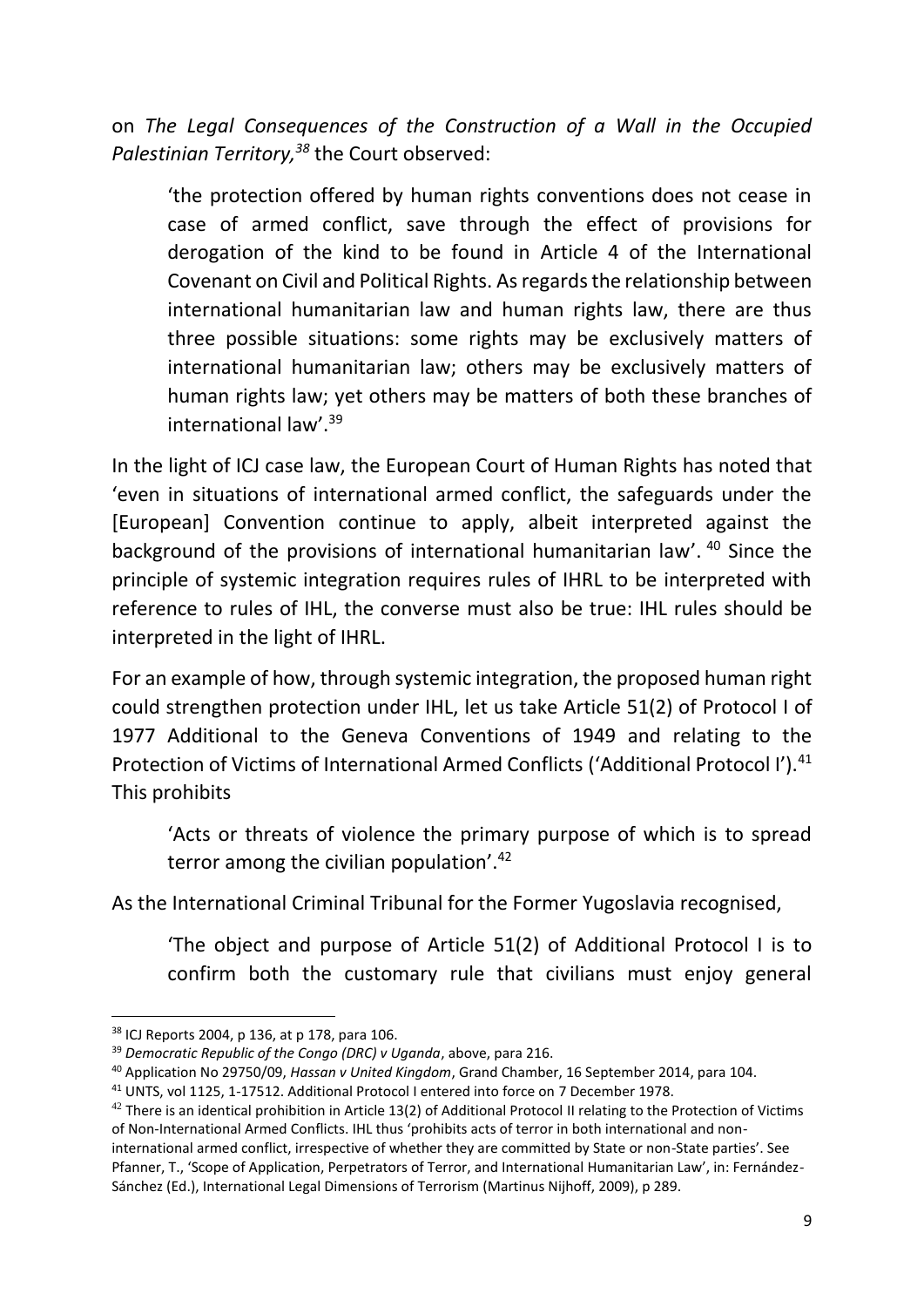on *The Legal Consequences of the Construction of a Wall in the Occupied Palestinian Territory,*[38] the Court observed:

> 'the protection offered by human rights conventions does not cease in case of armed conflict, save through the effect of provisions for derogation of the kind to be found in Article 4 of the International Covenant on Civil and Political Rights. As regards the relationship between international humanitarian law and human rights law, there are thus three possible situations: some rights may be exclusively matters of international humanitarian law; others may be exclusively matters of human rights law; yet others may be matters of both these branches of international law'.[39]

In the light of ICJ case law, the European Court of Human Rights has noted that 'even in situations of international armed conflict, the safeguards under the [European] Convention continue to apply, albeit interpreted against the background of the provisions of international humanitarian law'.[40] Since the principle of systemic integration requires rules of IHRL to be interpreted with reference to rules of IHL, the converse must also be true: IHL rules should be interpreted in the light of IHRL.

For an example of how, through systemic integration, the proposed human right could strengthen protection under IHL, let us take Article 51(2) of Protocol I of 1977 Additional to the Geneva Conventions of 1949 and relating to the Protection of Victims of International Armed Conflicts ('Additional Protocol I').[41] This prohibits

> 'Acts or threats of violence the primary purpose of which is to spread terror among the civilian population'.[42]

As the International Criminal Tribunal for the Former Yugoslavia recognised,

> 'The object and purpose of Article 51(2) of Additional Protocol I is to confirm both the customary rule that civilians must enjoy general

---

[38] ICJ Reports 2004, p 136, at p 178, para 106.

[39] *Democratic Republic of the Congo (DRC) v Uganda*, above, para 216.

[40] Application No 29750/09, *Hassan v United Kingdom*, Grand Chamber, 16 September 2014, para 104.

[41] UNTS, vol 1125, 1-17512. Additional Protocol I entered into force on 7 December 1978.

[42] There is an identical prohibition in Article 13(2) of Additional Protocol II relating to the Protection of Victims of Non-International Armed Conflicts. IHL thus 'prohibits acts of terror in both international and non-international armed conflict, irrespective of whether they are committed by State or non-State parties'. See Pfanner, T., 'Scope of Application, Perpetrators of Terror, and International Humanitarian Law', in: Fernández-Sánchez (Ed.), International Legal Dimensions of Terrorism (Martinus Nijhoff, 2009), p 289.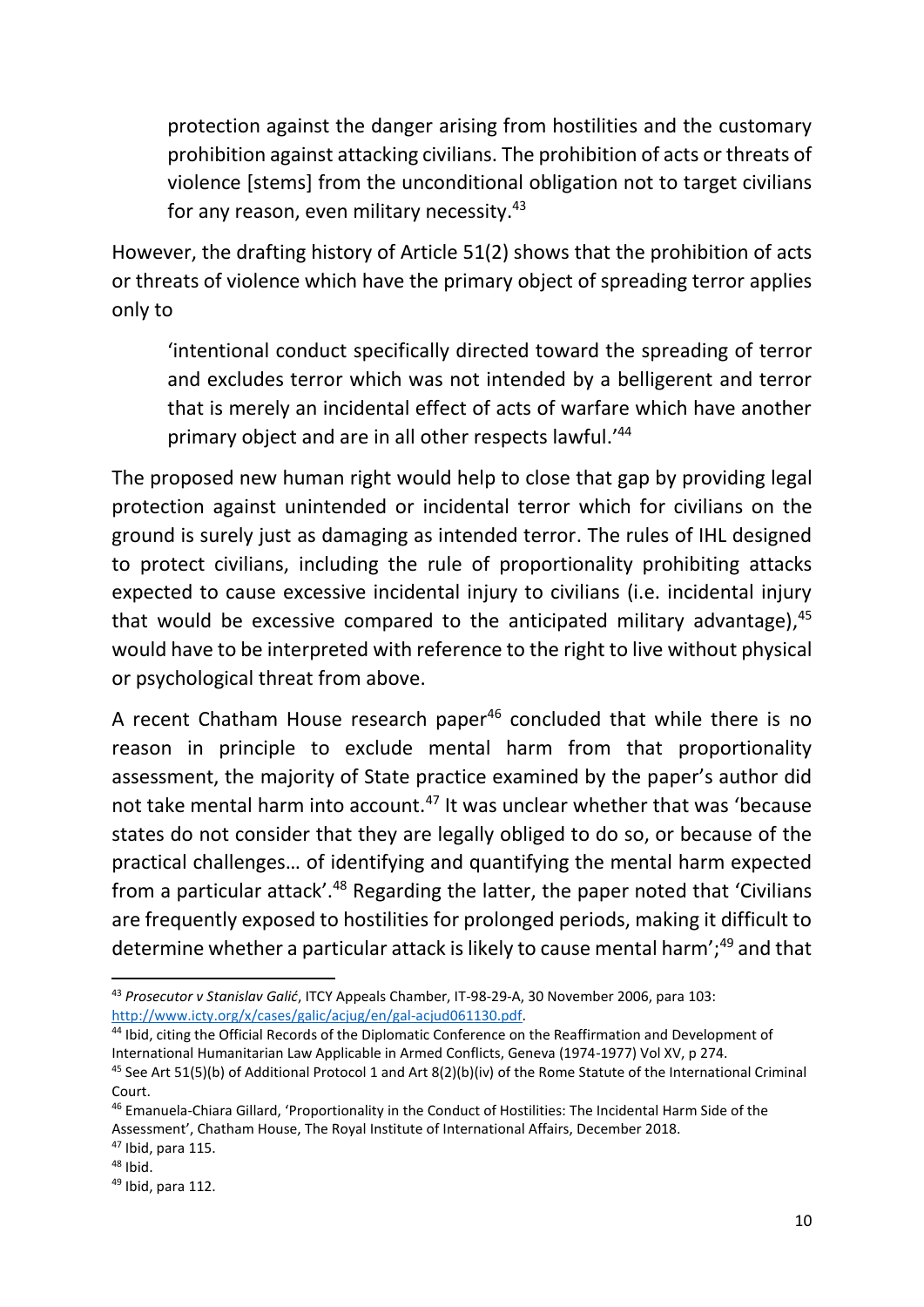protection against the danger arising from hostilities and the customary prohibition against attacking civilians. The prohibition of acts or threats of violence [stems] from the unconditional obligation not to target civilians for any reason, even military necessity.[43]

However, the drafting history of Article 51(2) shows that the prohibition of acts or threats of violence which have the primary object of spreading terror applies only to

> 'intentional conduct specifically directed toward the spreading of terror and excludes terror which was not intended by a belligerent and terror that is merely an incidental effect of acts of warfare which have another primary object and are in all other respects lawful.'[44]

The proposed new human right would help to close that gap by providing legal protection against unintended or incidental terror which for civilians on the ground is surely just as damaging as intended terror. The rules of IHL designed to protect civilians, including the rule of proportionality prohibiting attacks expected to cause excessive incidental injury to civilians (i.e. incidental injury that would be excessive compared to the anticipated military advantage),[45] would have to be interpreted with reference to the right to live without physical or psychological threat from above.

A recent Chatham House research paper[46] concluded that while there is no reason in principle to exclude mental harm from that proportionality assessment, the majority of State practice examined by the paper's author did not take mental harm into account.[47] It was unclear whether that was 'because states do not consider that they are legally obliged to do so, or because of the practical challenges… of identifying and quantifying the mental harm expected from a particular attack'.[48] Regarding the latter, the paper noted that 'Civilians are frequently exposed to hostilities for prolonged periods, making it difficult to determine whether a particular attack is likely to cause mental harm';[49] and that

---

[43] *Prosecutor v Stanislav Galić*, ITCY Appeals Chamber, IT-98-29-A, 30 November 2006, para 103: http://www.icty.org/x/cases/galic/acjug/en/gal-acjud061130.pdf.

[44] Ibid, citing the Official Records of the Diplomatic Conference on the Reaffirmation and Development of International Humanitarian Law Applicable in Armed Conflicts, Geneva (1974-1977) Vol XV, p 274.

[45] See Art 51(5)(b) of Additional Protocol 1 and Art 8(2)(b)(iv) of the Rome Statute of the International Criminal Court.

[46] Emanuela-Chiara Gillard, 'Proportionality in the Conduct of Hostilities: The Incidental Harm Side of the Assessment', Chatham House, The Royal Institute of International Affairs, December 2018.

[47] Ibid, para 115.

[48] Ibid.

[49] Ibid, para 112.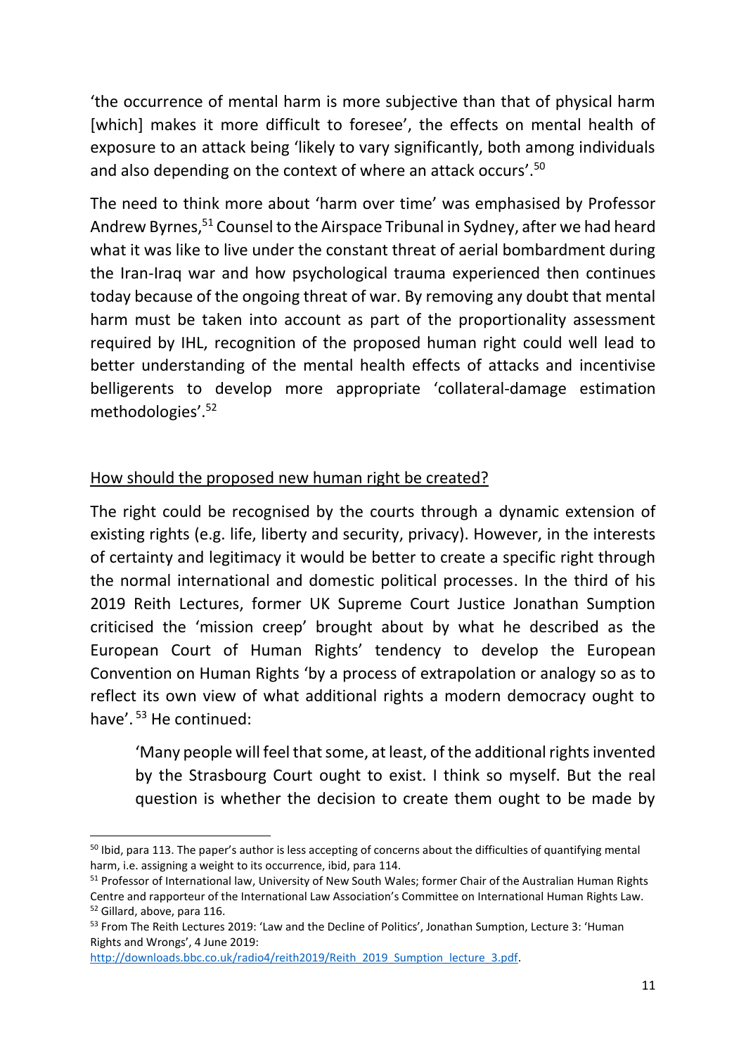'the occurrence of mental harm is more subjective than that of physical harm [which] makes it more difficult to foresee', the effects on mental health of exposure to an attack being 'likely to vary significantly, both among individuals and also depending on the context of where an attack occurs'.[50]

The need to think more about 'harm over time' was emphasised by Professor Andrew Byrnes,[51] Counsel to the Airspace Tribunal in Sydney, after we had heard what it was like to live under the constant threat of aerial bombardment during the Iran-Iraq war and how psychological trauma experienced then continues today because of the ongoing threat of war. By removing any doubt that mental harm must be taken into account as part of the proportionality assessment required by IHL, recognition of the proposed human right could well lead to better understanding of the mental health effects of attacks and incentivise belligerents to develop more appropriate 'collateral-damage estimation methodologies'.[52]

## How should the proposed new human right be created?

The right could be recognised by the courts through a dynamic extension of existing rights (e.g. life, liberty and security, privacy). However, in the interests of certainty and legitimacy it would be better to create a specific right through the normal international and domestic political processes. In the third of his 2019 Reith Lectures, former UK Supreme Court Justice Jonathan Sumption criticised the 'mission creep' brought about by what he described as the European Court of Human Rights' tendency to develop the European Convention on Human Rights 'by a process of extrapolation or analogy so as to reflect its own view of what additional rights a modern democracy ought to have'.[53] He continued:

> 'Many people will feel that some, at least, of the additional rights invented by the Strasbourg Court ought to exist. I think so myself. But the real question is whether the decision to create them ought to be made by

---

[50] Ibid, para 113. The paper's author is less accepting of concerns about the difficulties of quantifying mental harm, i.e. assigning a weight to its occurrence, ibid, para 114.

[51] Professor of International law, University of New South Wales; former Chair of the Australian Human Rights Centre and rapporteur of the International Law Association's Committee on International Human Rights Law.

[52] Gillard, above, para 116.

[53] From The Reith Lectures 2019: 'Law and the Decline of Politics', Jonathan Sumption, Lecture 3: 'Human Rights and Wrongs', 4 June 2019: http://downloads.bbc.co.uk/radio4/reith2019/Reith_2019_Sumption_lecture_3.pdf.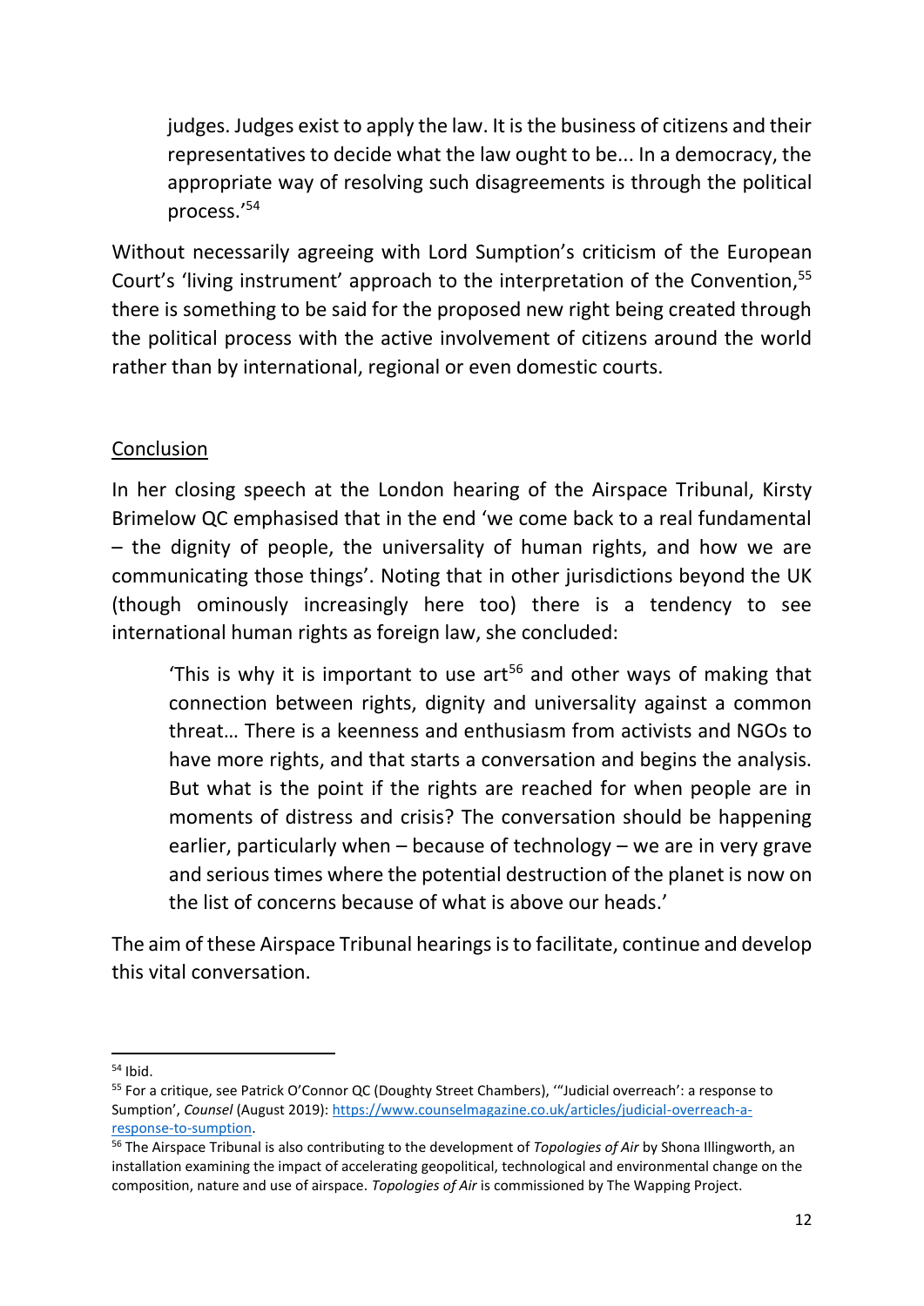> judges. Judges exist to apply the law. It is the business of citizens and their representatives to decide what the law ought to be... In a democracy, the appropriate way of resolving such disagreements is through the political process.'[54]

Without necessarily agreeing with Lord Sumption's criticism of the European Court's 'living instrument' approach to the interpretation of the Convention,[55] there is something to be said for the proposed new right being created through the political process with the active involvement of citizens around the world rather than by international, regional or even domestic courts.

## Conclusion

In her closing speech at the London hearing of the Airspace Tribunal, Kirsty Brimelow QC emphasised that in the end 'we come back to a real fundamental – the dignity of people, the universality of human rights, and how we are communicating those things'. Noting that in other jurisdictions beyond the UK (though ominously increasingly here too) there is a tendency to see international human rights as foreign law, she concluded:

> 'This is why it is important to use art[56] and other ways of making that connection between rights, dignity and universality against a common threat… There is a keenness and enthusiasm from activists and NGOs to have more rights, and that starts a conversation and begins the analysis. But what is the point if the rights are reached for when people are in moments of distress and crisis? The conversation should be happening earlier, particularly when – because of technology – we are in very grave and serious times where the potential destruction of the planet is now on the list of concerns because of what is above our heads.'

The aim of these Airspace Tribunal hearings is to facilitate, continue and develop this vital conversation.

---

[54] Ibid.

[55] For a critique, see Patrick O'Connor QC (Doughty Street Chambers), '"Judicial overreach': a response to Sumption', *Counsel* (August 2019): https://www.counselmagazine.co.uk/articles/judicial-overreach-a-response-to-sumption.

[56] The Airspace Tribunal is also contributing to the development of *Topologies of Air* by Shona Illingworth, an installation examining the impact of accelerating geopolitical, technological and environmental change on the composition, nature and use of airspace. *Topologies of Air* is commissioned by The Wapping Project.